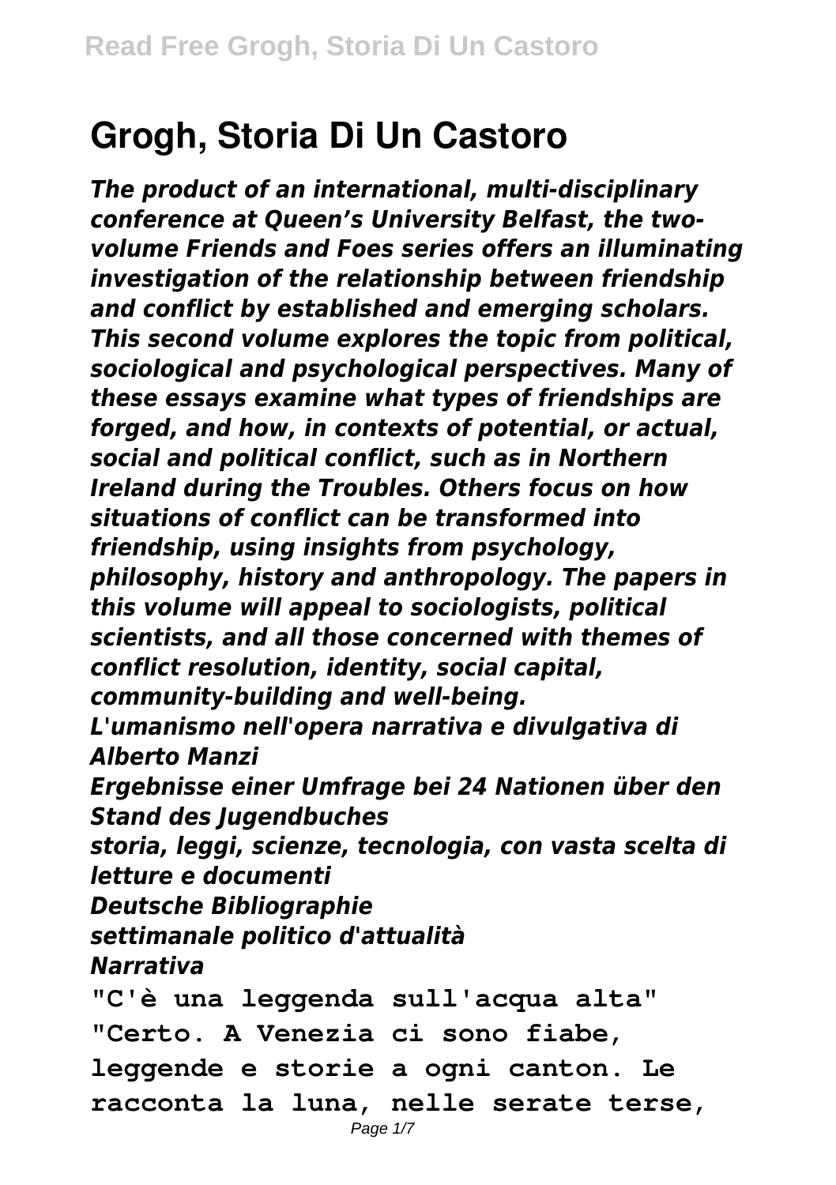# Grogh, Storia Di Un Castoro

*The product of an international, multi-disciplinary conference at Queen's University Belfast, the two-volume Friends and Foes series offers an illuminating investigation of the relationship between friendship and conflict by established and emerging scholars. This second volume explores the topic from political, sociological and psychological perspectives. Many of these essays examine what types of friendships are forged, and how, in contexts of potential, or actual, social and political conflict, such as in Northern Ireland during the Troubles. Others focus on how situations of conflict can be transformed into friendship, using insights from psychology, philosophy, history and anthropology. The papers in this volume will appeal to sociologists, political scientists, and all those concerned with themes of conflict resolution, identity, social capital, community-building and well-being.*

*L'umanismo nell'opera narrativa e divulgativa di Alberto Manzi*

*Ergebnisse einer Umfrage bei 24 Nationen über den Stand des Jugendbuches*

*storia, leggi, scienze, tecnologia, con vasta scelta di letture e documenti*

*Deutsche Bibliographie*

*settimanale politico d'attualità*

*Narrativa*

"C'è una leggenda sull'acqua alta" "Certo. A Venezia ci sono fiabe, leggende e storie a ogni canton. Le racconta la luna, nelle serate terse,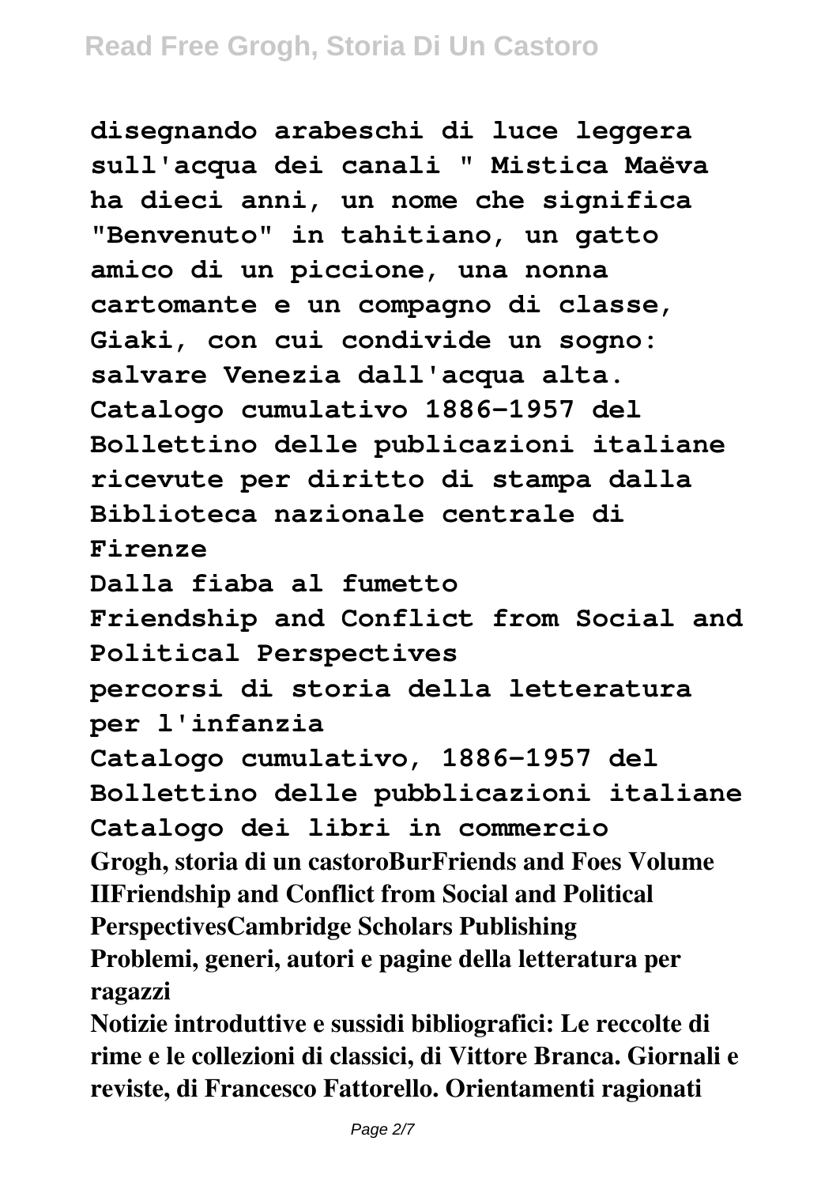**disegnando arabeschi di luce leggera sull'acqua dei canali " Mistica Maëva ha dieci anni, un nome che significa "Benvenuto" in tahitiano, un gatto amico di un piccione, una nonna cartomante e un compagno di classe, Giaki, con cui condivide un sogno: salvare Venezia dall'acqua alta.**

**Catalogo cumulativo 1886-1957 del Bollettino delle publicazioni italiane ricevute per diritto di stampa dalla Biblioteca nazionale centrale di Firenze**

**Dalla fiaba al fumetto**

**Friendship and Conflict from Social and Political Perspectives**

**percorsi di storia della letteratura per l'infanzia**

**Catalogo cumulativo, 1886-1957 del Bollettino delle pubblicazioni italiane**

**Catalogo dei libri in commercio**

**Grogh, storia di un castoroBurFriends and Foes Volume IIFriendship and Conflict from Social and Political PerspectivesCambridge Scholars Publishing**

**Problemi, generi, autori e pagine della letteratura per ragazzi**

**Notizie introduttive e sussidi bibliografici: Le reccolte di rime e le collezioni di classici, di Vittore Branca. Giornali e reviste, di Francesco Fattorello. Orientamenti ragionati**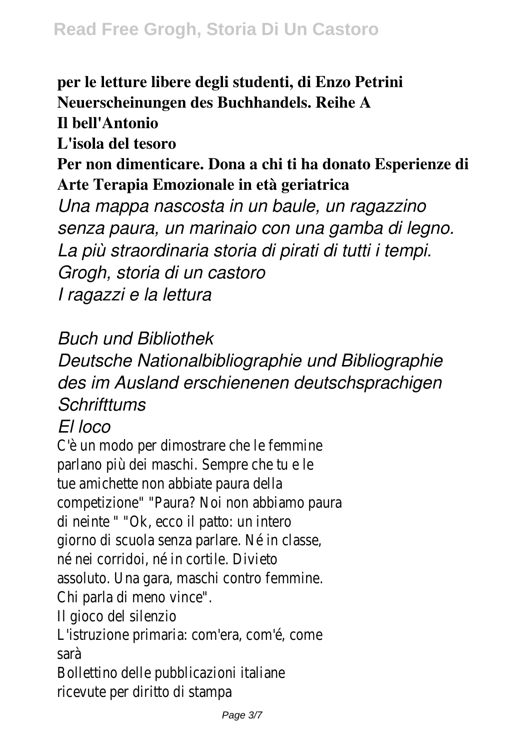**per le letture libere degli studenti, di Enzo Petrini**
**Neuerscheinungen des Buchhandels. Reihe A**
**Il bell'Antonio**
**L'isola del tesoro**
**Per non dimenticare. Dona a chi ti ha donato Esperienze di Arte Terapia Emozionale in età geriatrica**

*Una mappa nascosta in un baule, un ragazzino senza paura, un marinaio con una gamba di legno. La più straordinaria storia di pirati di tutti i tempi.*
*Grogh, storia di un castoro*
*I ragazzi e la lettura*

*Buch und Bibliothek*
*Deutsche Nationalbibliographie und Bibliographie des im Ausland erschienenen deutschsprachigen Schrifttums*
*El loco*

C'è un modo per dimostrare che le femmine parlano più dei maschi. Sempre che tu e le tue amichette non abbiate paura della competizione" "Paura? Noi non abbiamo paura di neinte " "Ok, ecco il patto: un intero giorno di scuola senza parlare. Né in classe, né nei corridoi, né in cortile. Divieto assoluto. Una gara, maschi contro femmine. Chi parla di meno vince".
Il gioco del silenzio
L'istruzione primaria: com'era, com'é, come sarà
Bollettino delle pubblicazioni italiane ricevute per diritto di stampa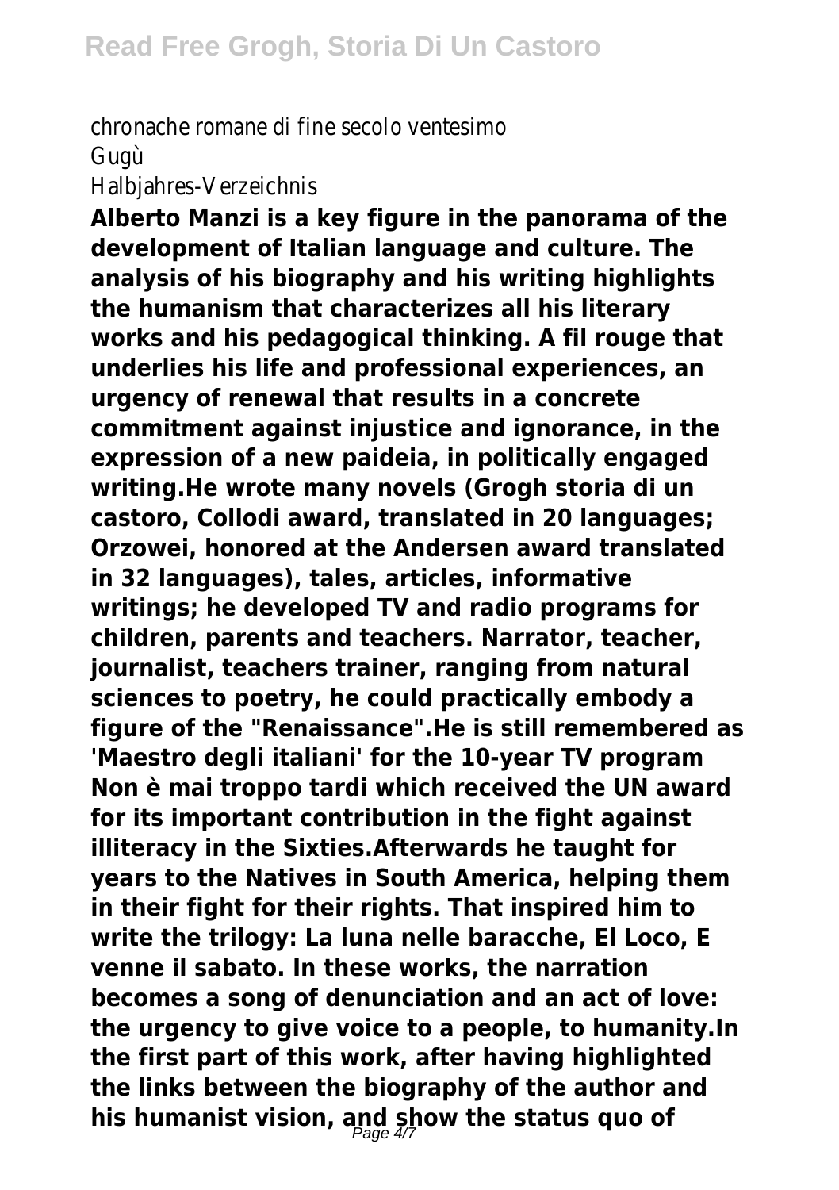chronache romane di fine secolo ventesimo
Gugù
Halbjahres-Verzeichnis

**Alberto Manzi is a key figure in the panorama of the development of Italian language and culture. The analysis of his biography and his writing highlights the humanism that characterizes all his literary works and his pedagogical thinking. A fil rouge that underlies his life and professional experiences, an urgency of renewal that results in a concrete commitment against injustice and ignorance, in the expression of a new paideia, in politically engaged writing.He wrote many novels (Grogh storia di un castoro, Collodi award, translated in 20 languages; Orzowei, honored at the Andersen award translated in 32 languages), tales, articles, informative writings; he developed TV and radio programs for children, parents and teachers. Narrator, teacher, journalist, teachers trainer, ranging from natural sciences to poetry, he could practically embody a figure of the "Renaissance".He is still remembered as 'Maestro degli italiani' for the 10-year TV program Non è mai troppo tardi which received the UN award for its important contribution in the fight against illiteracy in the Sixties.Afterwards he taught for years to the Natives in South America, helping them in their fight for their rights. That inspired him to write the trilogy: La luna nelle baracche, El Loco, E venne il sabato. In these works, the narration becomes a song of denunciation and an act of love: the urgency to give voice to a people, to humanity.In the first part of this work, after having highlighted the links between the biography of the author and his humanist vision, and show the status quo of**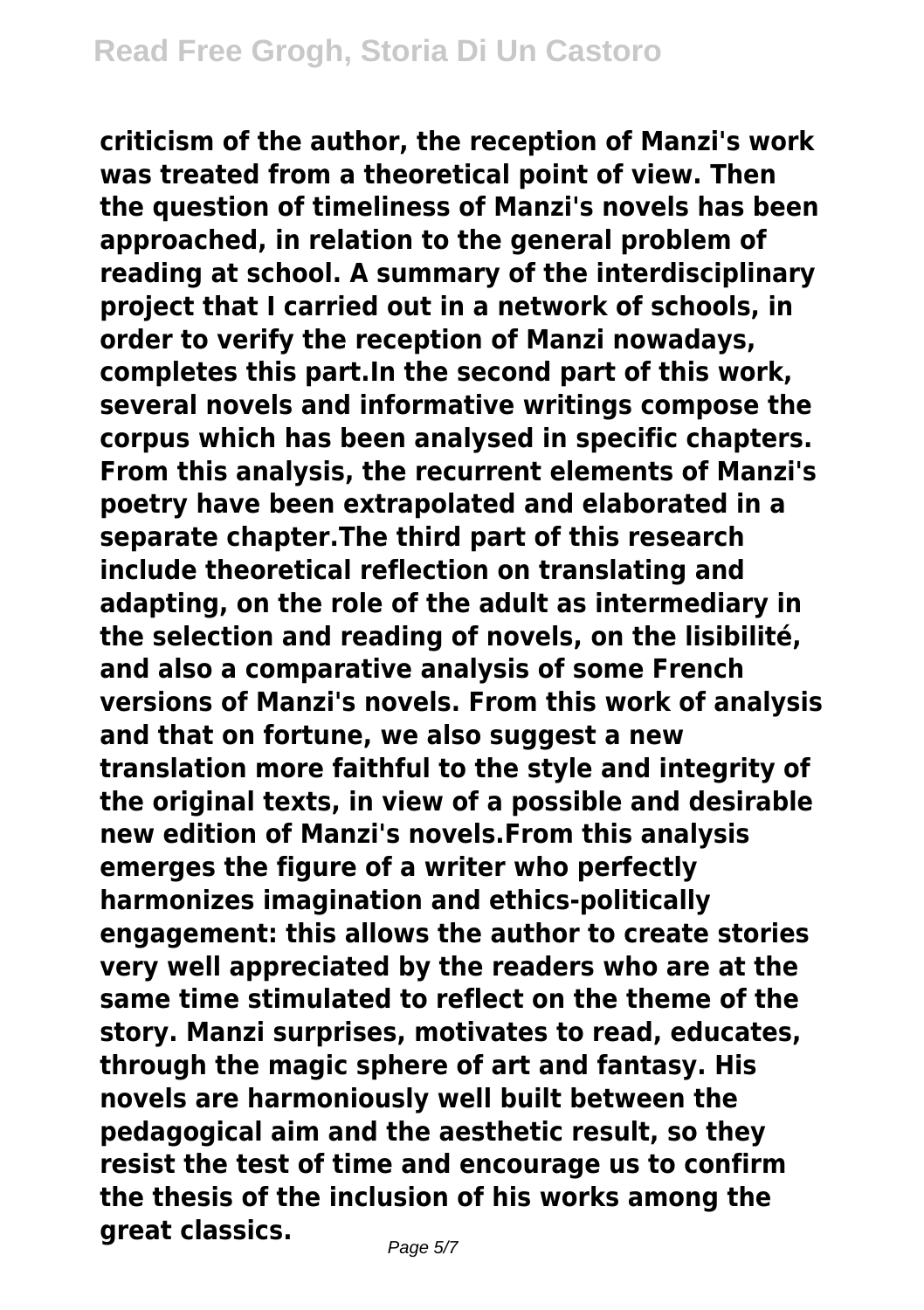**criticism of the author, the reception of Manzi's work was treated from a theoretical point of view. Then the question of timeliness of Manzi's novels has been approached, in relation to the general problem of reading at school. A summary of the interdisciplinary project that I carried out in a network of schools, in order to verify the reception of Manzi nowadays, completes this part.In the second part of this work, several novels and informative writings compose the corpus which has been analysed in specific chapters. From this analysis, the recurrent elements of Manzi's poetry have been extrapolated and elaborated in a separate chapter.The third part of this research include theoretical reflection on translating and adapting, on the role of the adult as intermediary in the selection and reading of novels, on the lisibilité, and also a comparative analysis of some French versions of Manzi's novels. From this work of analysis and that on fortune, we also suggest a new translation more faithful to the style and integrity of the original texts, in view of a possible and desirable new edition of Manzi's novels.From this analysis emerges the figure of a writer who perfectly harmonizes imagination and ethics-politically engagement: this allows the author to create stories very well appreciated by the readers who are at the same time stimulated to reflect on the theme of the story. Manzi surprises, motivates to read, educates, through the magic sphere of art and fantasy. His novels are harmoniously well built between the pedagogical aim and the aesthetic result, so they resist the test of time and encourage us to confirm the thesis of the inclusion of his works among the great classics.**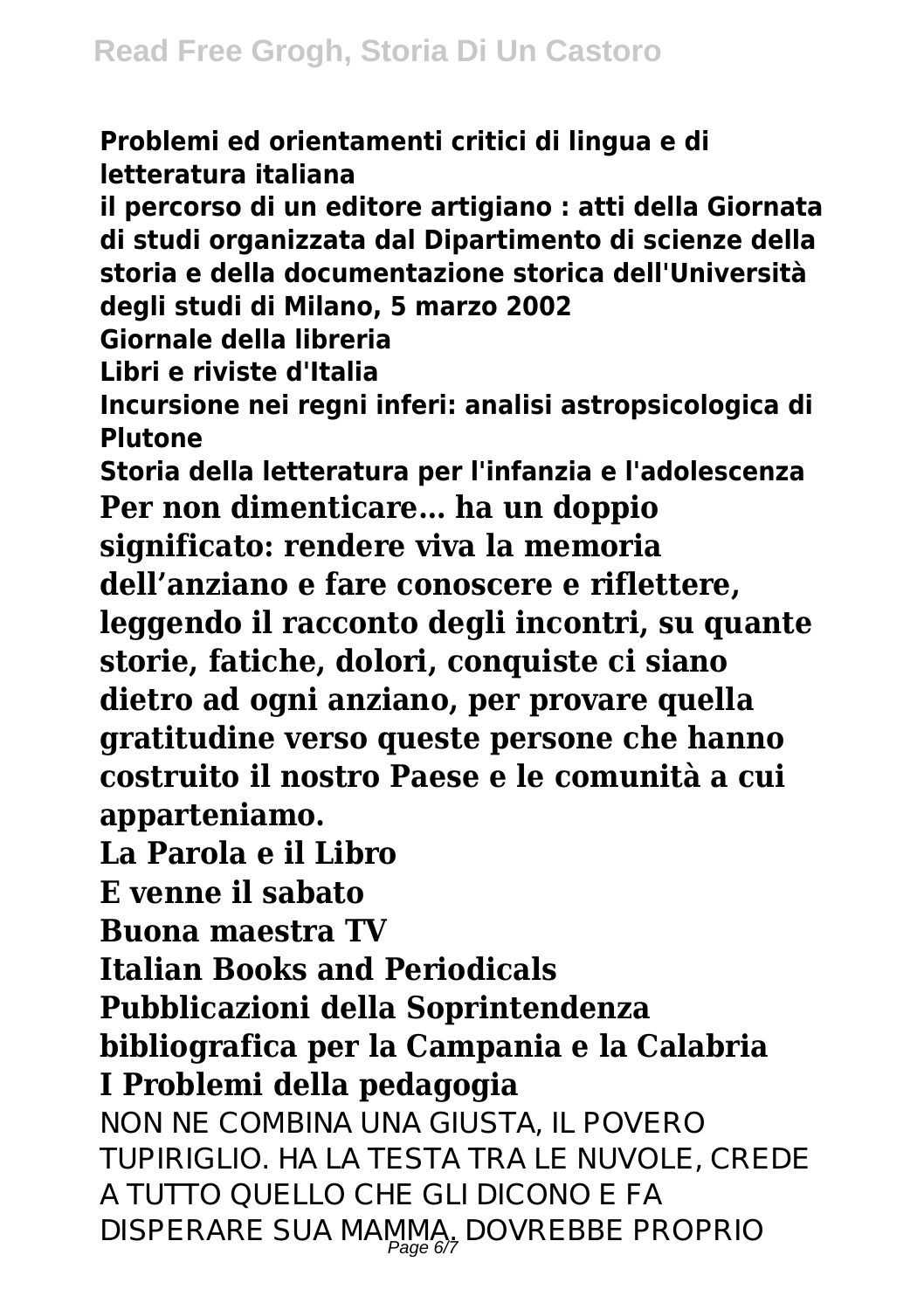**Problemi ed orientamenti critici di lingua e di letteratura italiana**

**il percorso di un editore artigiano : atti della Giornata di studi organizzata dal Dipartimento di scienze della storia e della documentazione storica dell'Università degli studi di Milano, 5 marzo 2002**

**Giornale della libreria**

**Libri e riviste d'Italia**

**Incursione nei regni inferi: analisi astropsicologica di Plutone**

**Storia della letteratura per l'infanzia e l'adolescenza**

**Per non dimenticare… ha un doppio significato: rendere viva la memoria dell'anziano e fare conoscere e riflettere, leggendo il racconto degli incontri, su quante storie, fatiche, dolori, conquiste ci siano dietro ad ogni anziano, per provare quella gratitudine verso queste persone che hanno costruito il nostro Paese e le comunità a cui apparteniamo.**

**La Parola e il Libro**

**E venne il sabato**

**Buona maestra TV**

**Italian Books and Periodicals**

**Pubblicazioni della Soprintendenza bibliografica per la Campania e la Calabria**

**I Problemi della pedagogia**

NON NE COMBINA UNA GIUSTA, IL POVERO TUPIRIGLIO. HA LA TESTA TRA LE NUVOLE, CREDE A TUTTO QUELLO CHE GLI DICONO E FA DISPERARE SUA MAMMA. DOVREBBE PROPRIO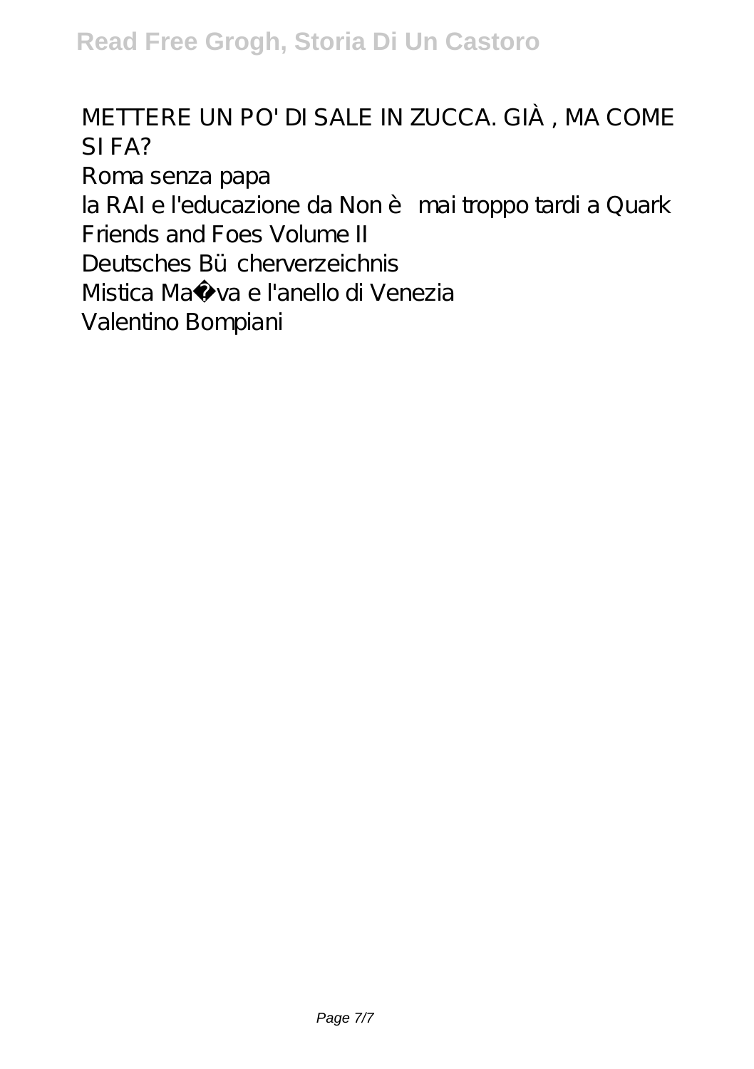METTERE UN PO' DI SALE IN ZUCCA. GIÀ, MA COME SI FA?

Roma senza papa

la RAI e l'educazione da Non è mai troppo tardi a Quark

Friends and Foes Volume II

Deutsches Bücherverzeichnis

Mistica Ma�va e l'anello di Venezia

Valentino Bompiani